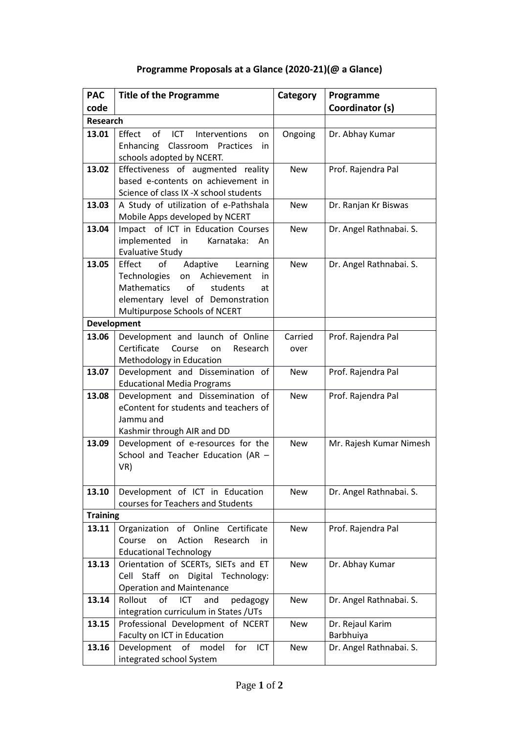# Programme Proposals at a Glance (2020-21)(@ a Glance)

| PAC code | Title of the Programme | Category | Programme Coordinator (s) |
|---|---|---|---|
| **Research** | | | |
| **13.01** | Effect of ICT Interventions on Enhancing Classroom Practices in schools adopted by NCERT. | Ongoing | Dr. Abhay Kumar |
| **13.02** | Effectiveness of augmented reality based e-contents on achievement in Science of class IX -X school students | New | Prof. Rajendra Pal |
| **13.03** | A Study of utilization of e-Pathshala Mobile Apps developed by NCERT | New | Dr. Ranjan Kr Biswas |
| **13.04** | Impact of ICT in Education Courses implemented in Karnataka: An Evaluative Study | New | Dr. Angel Rathnabai. S. |
| **13.05** | Effect of Adaptive Learning Technologies on Achievement in Mathematics of students at elementary level of Demonstration Multipurpose Schools of NCERT | New | Dr. Angel Rathnabai. S. |
| **Development** | | | |
| **13.06** | Development and launch of Online Certificate Course on Research Methodology in Education | Carried over | Prof. Rajendra Pal |
| **13.07** | Development and Dissemination of Educational Media Programs | New | Prof. Rajendra Pal |
| **13.08** | Development and Dissemination of eContent for students and teachers of Jammu and Kashmir through AIR and DD | New | Prof. Rajendra Pal |
| **13.09** | Development of e-resources for the School and Teacher Education (AR – VR) | New | Mr. Rajesh Kumar Nimesh |
| **13.10** | Development of ICT in Education courses for Teachers and Students | New | Dr. Angel Rathnabai. S. |
| **Training** | | | |
| **13.11** | Organization of Online Certificate Course on Action Research in Educational Technology | New | Prof. Rajendra Pal |
| **13.13** | Orientation of SCERTs, SIETs and ET Cell Staff on Digital Technology: Operation and Maintenance | New | Dr. Abhay Kumar |
| **13.14** | Rollout of ICT and pedagogy integration curriculum in States /UTs | New | Dr. Angel Rathnabai. S. |
| **13.15** | Professional Development of NCERT Faculty on ICT in Education | New | Dr. Rejaul Karim Barbhuiya |
| **13.16** | Development of model for ICT integrated school System | New | Dr. Angel Rathnabai. S. |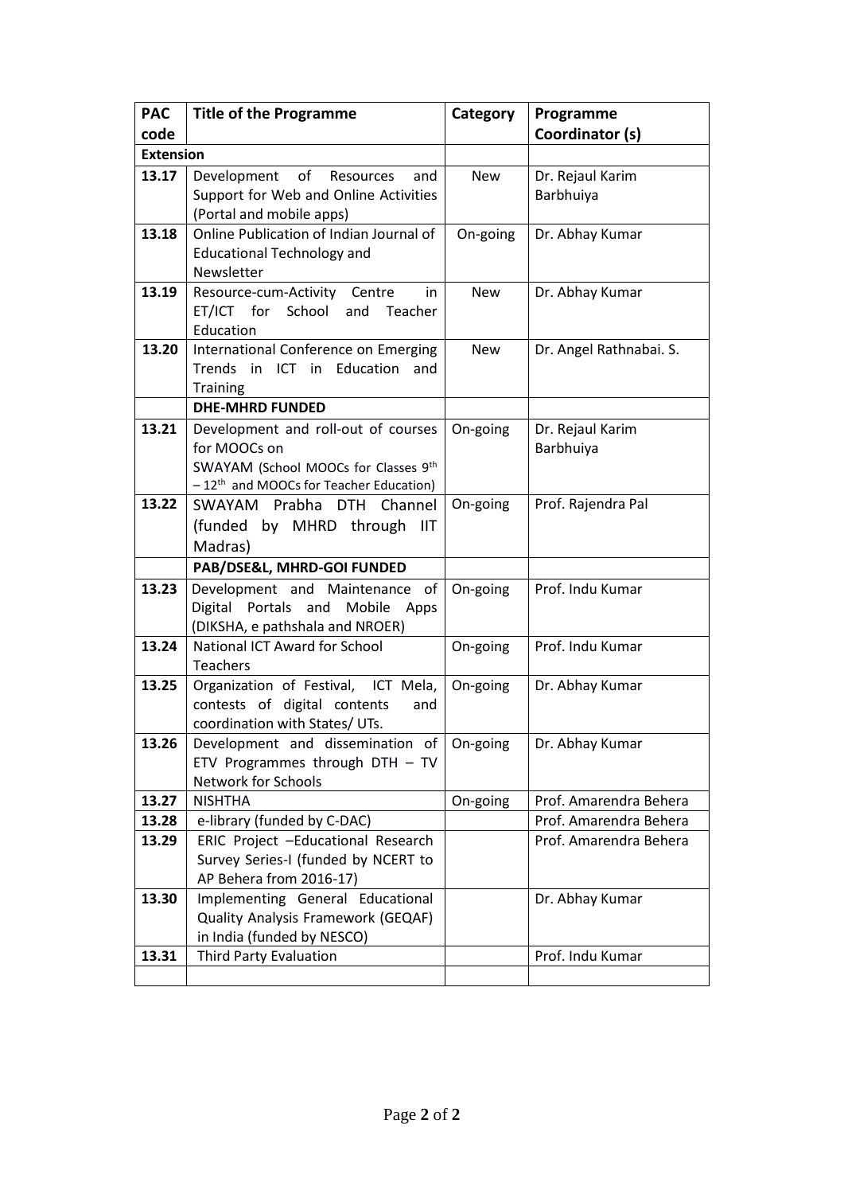| PAC code | Title of the Programme | Category | Programme Coordinator (s) |
|---|---|---|---|
| **Extension** | | | |
| **13.17** | Development of Resources and Support for Web and Online Activities (Portal and mobile apps) | New | Dr. Rejaul Karim Barbhuiya |
| **13.18** | Online Publication of Indian Journal of Educational Technology and Newsletter | On-going | Dr. Abhay Kumar |
| **13.19** | Resource-cum-Activity Centre in ET/ICT for School and Teacher Education | New | Dr. Abhay Kumar |
| **13.20** | International Conference on Emerging Trends in ICT in Education and Training | New | Dr. Angel Rathnabai. S. |
| | **DHE-MHRD FUNDED** | | |
| **13.21** | Development and roll-out of courses for MOOCs on SWAYAM (School MOOCs for Classes 9th – 12th and MOOCs for Teacher Education) | On-going | Dr. Rejaul Karim Barbhuiya |
| **13.22** | SWAYAM Prabha DTH Channel (funded by MHRD through IIT Madras) | On-going | Prof. Rajendra Pal |
| | **PAB/DSE&L, MHRD-GOI FUNDED** | | |
| **13.23** | Development and Maintenance of Digital Portals and Mobile Apps (DIKSHA, e pathshala and NROER) | On-going | Prof. Indu Kumar |
| **13.24** | National ICT Award for School Teachers | On-going | Prof. Indu Kumar |
| **13.25** | Organization of Festival, ICT Mela, contests of digital contents and coordination with States/ UTs. | On-going | Dr. Abhay Kumar |
| **13.26** | Development and dissemination of ETV Programmes through DTH – TV Network for Schools | On-going | Dr. Abhay Kumar |
| **13.27** | NISHTHA | On-going | Prof. Amarendra Behera |
| **13.28** | e-library (funded by C-DAC) | | Prof. Amarendra Behera |
| **13.29** | ERIC Project –Educational Research Survey Series-I (funded by NCERT to AP Behera from 2016-17) | | Prof. Amarendra Behera |
| **13.30** | Implementing General Educational Quality Analysis Framework (GEQAF) in India (funded by NESCO) | | Dr. Abhay Kumar |
| **13.31** | Third Party Evaluation | | Prof. Indu Kumar |
| | | | |